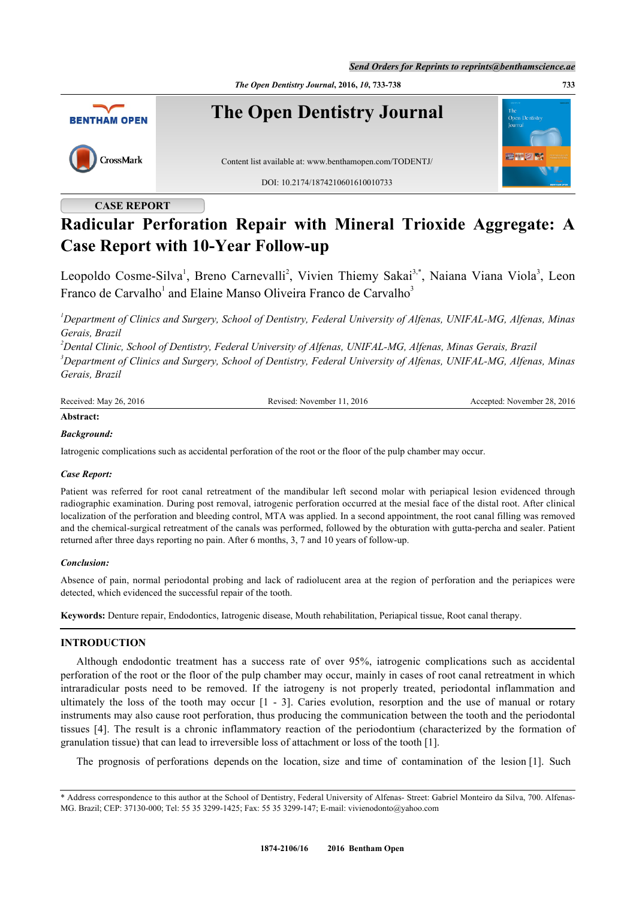CASE REPORT

# Radicular Perforation Repair with Mineral Trioxide Aggregate: A Case Report with 10-Year Follow-up

Leopoldo Cosme-Silva[1], Breno Carnevalli[2], Vivien Thiemy Sakai[3,*], Naiana Viana Viola[3], Leon Franco de Carvalho[1] and Elaine Manso Oliveira Franco de Carvalho[3]

[1]*Department of Clinics and Surgery, School of Dentistry, Federal University of Alfenas, UNIFAL-MG, Alfenas, Minas Gerais, Brazil*
[2]*Dental Clinic, School of Dentistry, Federal University of Alfenas, UNIFAL-MG, Alfenas, Minas Gerais, Brazil*
[3]*Department of Clinics and Surgery, School of Dentistry, Federal University of Alfenas, UNIFAL-MG, Alfenas, Minas Gerais, Brazil*

Received: May 26, 2016 | Revised: November 11, 2016 | Accepted: November 28, 2016

**Abstract:**

***Background:***

Iatrogenic complications such as accidental perforation of the root or the floor of the pulp chamber may occur.

***Case Report:***

Patient was referred for root canal retreatment of the mandibular left second molar with periapical lesion evidenced through radiographic examination. During post removal, iatrogenic perforation occurred at the mesial face of the distal root. After clinical localization of the perforation and bleeding control, MTA was applied. In a second appointment, the root canal filling was removed and the chemical-surgical retreatment of the canals was performed, followed by the obturation with gutta-percha and sealer. Patient returned after three days reporting no pain. After 6 months, 3, 7 and 10 years of follow-up.

***Conclusion:***

Absence of pain, normal periodontal probing and lack of radiolucent area at the region of perforation and the periapices were detected, which evidenced the successful repair of the tooth.

**Keywords:** Denture repair, Endodontics, Iatrogenic disease, Mouth rehabilitation, Periapical tissue, Root canal therapy.

## INTRODUCTION

Although endodontic treatment has a success rate of over 95%, iatrogenic complications such as accidental perforation of the root or the floor of the pulp chamber may occur, mainly in cases of root canal retreatment in which intraradicular posts need to be removed. If the iatrogeny is not properly treated, periodontal inflammation and ultimately the loss of the tooth may occur [1 - 3]. Caries evolution, resorption and the use of manual or rotary instruments may also cause root perforation, thus producing the communication between the tooth and the periodontal tissues [4]. The result is a chronic inflammatory reaction of the periodontium (characterized by the formation of granulation tissue) that can lead to irreversible loss of attachment or loss of the tooth [1].

The prognosis of perforations depends on the location, size and time of contamination of the lesion [1]. Such

* Address correspondence to this author at the School of Dentistry, Federal University of Alfenas- Street: Gabriel Monteiro da Silva, 700. Alfenas-MG. Brazil; CEP: 37130-000; Tel: 55 35 3299-1425; Fax: 55 35 3299-147; E-mail: vivienodonto@yahoo.com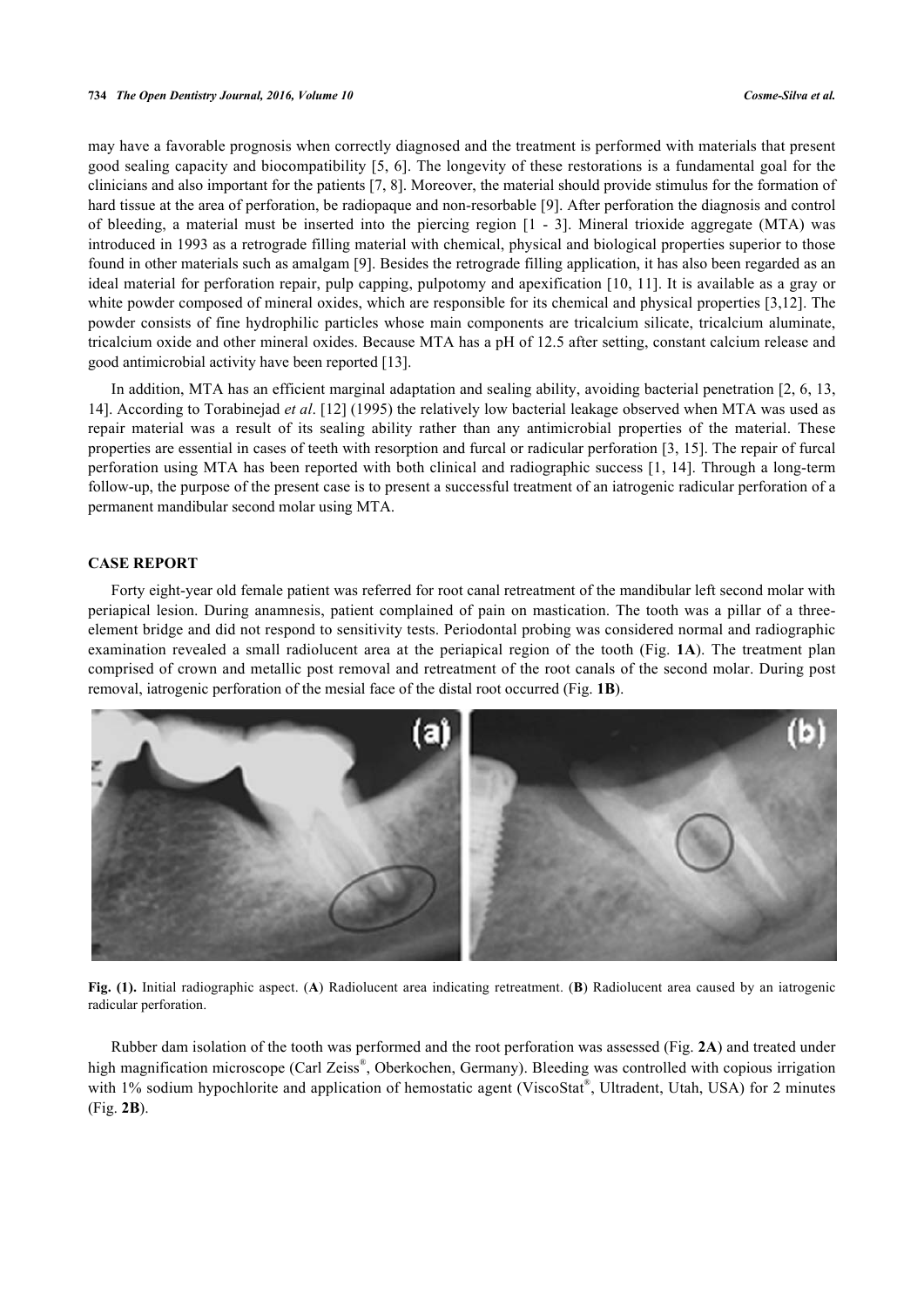may have a favorable prognosis when correctly diagnosed and the treatment is performed with materials that present good sealing capacity and biocompatibility [5, 6]. The longevity of these restorations is a fundamental goal for the clinicians and also important for the patients [7, 8]. Moreover, the material should provide stimulus for the formation of hard tissue at the area of perforation, be radiopaque and non-resorbable [9]. After perforation the diagnosis and control of bleeding, a material must be inserted into the piercing region [1 - 3]. Mineral trioxide aggregate (MTA) was introduced in 1993 as a retrograde filling material with chemical, physical and biological properties superior to those found in other materials such as amalgam [9]. Besides the retrograde filling application, it has also been regarded as an ideal material for perforation repair, pulp capping, pulpotomy and apexification [10, 11]. It is available as a gray or white powder composed of mineral oxides, which are responsible for its chemical and physical properties [3,12]. The powder consists of fine hydrophilic particles whose main components are tricalcium silicate, tricalcium aluminate, tricalcium oxide and other mineral oxides. Because MTA has a pH of 12.5 after setting, constant calcium release and good antimicrobial activity have been reported [13].

In addition, MTA has an efficient marginal adaptation and sealing ability, avoiding bacterial penetration [2, 6, 13, 14]. According to Torabinejad *et al*. [12] (1995) the relatively low bacterial leakage observed when MTA was used as repair material was a result of its sealing ability rather than any antimicrobial properties of the material. These properties are essential in cases of teeth with resorption and furcal or radicular perforation [3, 15]. The repair of furcal perforation using MTA has been reported with both clinical and radiographic success [1, 14]. Through a long-term follow-up, the purpose of the present case is to present a successful treatment of an iatrogenic radicular perforation of a permanent mandibular second molar using MTA.

## CASE REPORT

Forty eight-year old female patient was referred for root canal retreatment of the mandibular left second molar with periapical lesion. During anamnesis, patient complained of pain on mastication. The tooth was a pillar of a three-element bridge and did not respond to sensitivity tests. Periodontal probing was considered normal and radiographic examination revealed a small radiolucent area at the periapical region of the tooth (Fig. **1A**). The treatment plan comprised of crown and metallic post removal and retreatment of the root canals of the second molar. During post removal, iatrogenic perforation of the mesial face of the distal root occurred (Fig. **1B**).

**Fig. (1).** Initial radiographic aspect. (**A**) Radiolucent area indicating retreatment. (**B**) Radiolucent area caused by an iatrogenic radicular perforation.

Rubber dam isolation of the tooth was performed and the root perforation was assessed (Fig. **2A**) and treated under high magnification microscope (Carl Zeiss®, Oberkochen, Germany). Bleeding was controlled with copious irrigation with 1% sodium hypochlorite and application of hemostatic agent (ViscoStat®, Ultradent, Utah, USA) for 2 minutes (Fig. **2B**).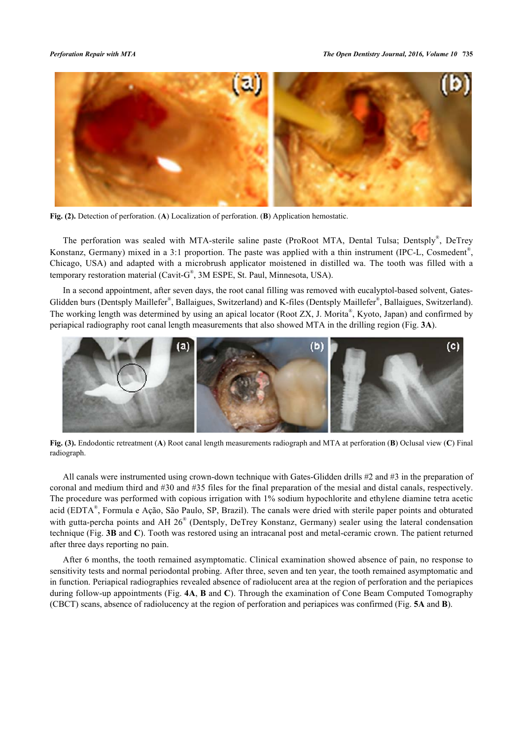**Fig. (2).** Detection of perforation. (**A**) Localization of perforation. (**B**) Application hemostatic.

The perforation was sealed with MTA-sterile saline paste (ProRoot MTA, Dental Tulsa; Dentsply®, DeTrey Konstanz, Germany) mixed in a 3:1 proportion. The paste was applied with a thin instrument (IPC-L, Cosmedent®, Chicago, USA) and adapted with a microbrush applicator moistened in distilled wa. The tooth was filled with a temporary restoration material (Cavit-G®, 3M ESPE, St. Paul, Minnesota, USA).

In a second appointment, after seven days, the root canal filling was removed with eucalyptol-based solvent, Gates-Glidden burs (Dentsply Maillefer®, Ballaigues, Switzerland) and K-files (Dentsply Maillefer®, Ballaigues, Switzerland). The working length was determined by using an apical locator (Root ZX, J. Morita®, Kyoto, Japan) and confirmed by periapical radiography root canal length measurements that also showed MTA in the drilling region (Fig. **3A**).

**Fig. (3).** Endodontic retreatment (**A**) Root canal length measurements radiograph and MTA at perforation (**B**) Oclusal view (**C**) Final radiograph.

All canals were instrumented using crown-down technique with Gates-Glidden drills #2 and #3 in the preparation of coronal and medium third and #30 and #35 files for the final preparation of the mesial and distal canals, respectively. The procedure was performed with copious irrigation with 1% sodium hypochloride and ethylene diamine tetra acetic acid (EDTA®, Formula e Ação, São Paulo, SP, Brazil). The canals were dried with sterile paper points and obturated with gutta-percha points and AH 26® (Dentsply, DeTrey Konstanz, Germany) sealer using the lateral condensation technique (Fig. **3B** and **C**). Tooth was restored using an intracanal post and metal-ceramic crown. The patient returned after three days reporting no pain.

After 6 months, the tooth remained asymptomatic. Clinical examination showed absence of pain, no response to sensitivity tests and normal periodontal probing. After three, seven and ten year, the tooth remained asymptomatic and in function. Periapical radiographies revealed absence of radiolucent area at the region of perforation and the periapices during follow-up appointments (Fig. **4A**, **B** and **C**). Through the examination of Cone Beam Computed Tomography (CBCT) scans, absence of radiolucency at the region of perforation and periapices was confirmed (Fig. **5A** and **B**).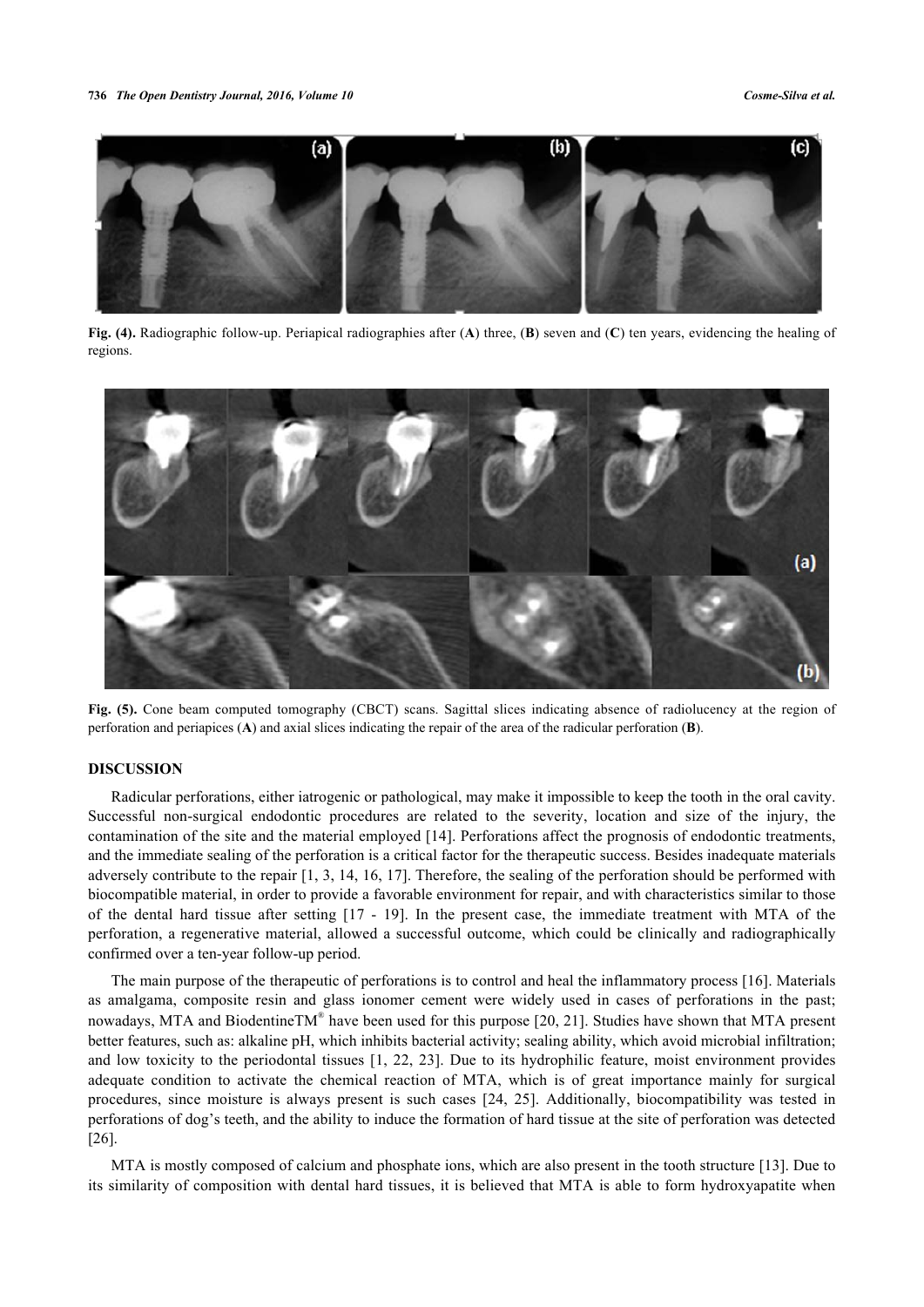**Fig. (4).** Radiographic follow-up. Periapical radiographies after (**A**) three, (**B**) seven and (**C**) ten years, evidencing the healing of regions.

**Fig. (5).** Cone beam computed tomography (CBCT) scans. Sagittal slices indicating absence of radiolucency at the region of perforation and periapices (**A**) and axial slices indicating the repair of the area of the radicular perforation (**B**).

## DISCUSSION

Radicular perforations, either iatrogenic or pathological, may make it impossible to keep the tooth in the oral cavity. Successful non-surgical endodontic procedures are related to the severity, location and size of the injury, the contamination of the site and the material employed [14]. Perforations affect the prognosis of endodontic treatments, and the immediate sealing of the perforation is a critical factor for the therapeutic success. Besides inadequate materials adversely contribute to the repair [1, 3, 14, 16, 17]. Therefore, the sealing of the perforation should be performed with biocompatible material, in order to provide a favorable environment for repair, and with characteristics similar to those of the dental hard tissue after setting [17 - 19]. In the present case, the immediate treatment with MTA of the perforation, a regenerative material, allowed a successful outcome, which could be clinically and radiographically confirmed over a ten-year follow-up period.

The main purpose of the therapeutic of perforations is to control and heal the inflammatory process [16]. Materials as amalgama, composite resin and glass ionomer cement were widely used in cases of perforations in the past; nowadays, MTA and BiodentineTM® have been used for this purpose [20, 21]. Studies have shown that MTA present better features, such as: alkaline pH, which inhibits bacterial activity; sealing ability, which avoid microbial infiltration; and low toxicity to the periodontal tissues [1, 22, 23]. Due to its hydrophilic feature, moist environment provides adequate condition to activate the chemical reaction of MTA, which is of great importance mainly for surgical procedures, since moisture is always present is such cases [24, 25]. Additionally, biocompatibility was tested in perforations of dog's teeth, and the ability to induce the formation of hard tissue at the site of perforation was detected [26].

MTA is mostly composed of calcium and phosphate ions, which are also present in the tooth structure [13]. Due to its similarity of composition with dental hard tissues, it is believed that MTA is able to form hydroxyapatite when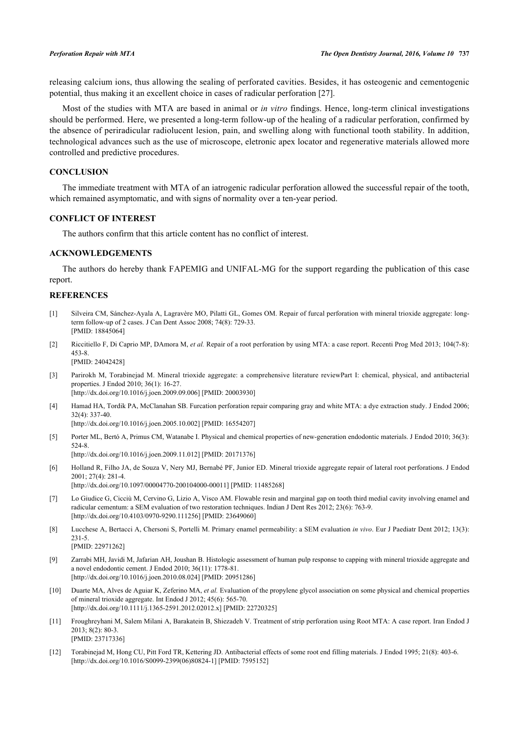releasing calcium ions, thus allowing the sealing of perforated cavities. Besides, it has osteogenic and cementogenic potential, thus making it an excellent choice in cases of radicular perforation [27].

Most of the studies with MTA are based in animal or *in vitro* findings. Hence, long-term clinical investigations should be performed. Here, we presented a long-term follow-up of the healing of a radicular perforation, confirmed by the absence of periradicular radiolucent lesion, pain, and swelling along with functional tooth stability. In addition, technological advances such as the use of microscope, eletronic apex locator and regenerative materials allowed more controlled and predictive procedures.

## CONCLUSION

The immediate treatment with MTA of an iatrogenic radicular perforation allowed the successful repair of the tooth, which remained asymptomatic, and with signs of normality over a ten-year period.

## CONFLICT OF INTEREST

The authors confirm that this article content has no conflict of interest.

## ACKNOWLEDGEMENTS

The authors do hereby thank FAPEMIG and UNIFAL-MG for the support regarding the publication of this case report.

## REFERENCES

[1] Silveira CM, Sánchez-Ayala A, Lagravère MO, Pilatti GL, Gomes OM. Repair of furcal perforation with mineral trioxide aggregate: long-term follow-up of 2 cases. J Can Dent Assoc 2008; 74(8): 729-33. [PMID: 18845064]

[2] Riccitiello F, Di Caprio MP, DAmora M, *et al.* Repair of a root perforation by using MTA: a case report. Recenti Prog Med 2013; 104(7-8): 453-8. [PMID: 24042428]

[3] Parirokh M, Torabinejad M. Mineral trioxide aggregate: a comprehensive literature reviewPart I: chemical, physical, and antibacterial properties. J Endod 2010; 36(1): 16-27. [http://dx.doi.org/10.1016/j.joen.2009.09.006] [PMID: 20003930]

[4] Hamad HA, Tordik PA, McClanahan SB. Furcation perforation repair comparing gray and white MTA: a dye extraction study. J Endod 2006; 32(4): 337-40. [http://dx.doi.org/10.1016/j.joen.2005.10.002] [PMID: 16554207]

[5] Porter ML, Bertó A, Primus CM, Watanabe I. Physical and chemical properties of new-generation endodontic materials. J Endod 2010; 36(3): 524-8. [http://dx.doi.org/10.1016/j.joen.2009.11.012] [PMID: 20171376]

[6] Holland R, Filho JA, de Souza V, Nery MJ, Bernabé PF, Junior ED. Mineral trioxide aggregate repair of lateral root perforations. J Endod 2001; 27(4): 281-4. [http://dx.doi.org/10.1097/00004770-200104000-00011] [PMID: 11485268]

[7] Lo Giudice G, Cicciù M, Cervino G, Lizio A, Visco AM. Flowable resin and marginal gap on tooth third medial cavity involving enamel and radicular cementum: a SEM evaluation of two restoration techniques. Indian J Dent Res 2012; 23(6): 763-9. [http://dx.doi.org/10.4103/0970-9290.111256] [PMID: 23649060]

[8] Lucchese A, Bertacci A, Chersoni S, Portelli M. Primary enamel permeability: a SEM evaluation *in vivo*. Eur J Paediatr Dent 2012; 13(3): 231-5. [PMID: 22971262]

[9] Zarrabi MH, Javidi M, Jafarian AH, Joushan B. Histologic assessment of human pulp response to capping with mineral trioxide aggregate and a novel endodontic cement. J Endod 2010; 36(11): 1778-81. [http://dx.doi.org/10.1016/j.joen.2010.08.024] [PMID: 20951286]

[10] Duarte MA, Alves de Aguiar K, Zeferino MA, *et al.* Evaluation of the propylene glycol association on some physical and chemical properties of mineral trioxide aggregate. Int Endod J 2012; 45(6): 565-70. [http://dx.doi.org/10.1111/j.1365-2591.2012.02012.x] [PMID: 22720325]

[11] Froughreyhani M, Salem Milani A, Barakatein B, Shiezadeh V. Treatment of strip perforation using Root MTA: A case report. Iran Endod J 2013; 8(2): 80-3. [PMID: 23717336]

[12] Torabinejad M, Hong CU, Pitt Ford TR, Kettering JD. Antibacterial effects of some root end filling materials. J Endod 1995; 21(8): 403-6. [http://dx.doi.org/10.1016/S0099-2399(06)80824-1] [PMID: 7595152]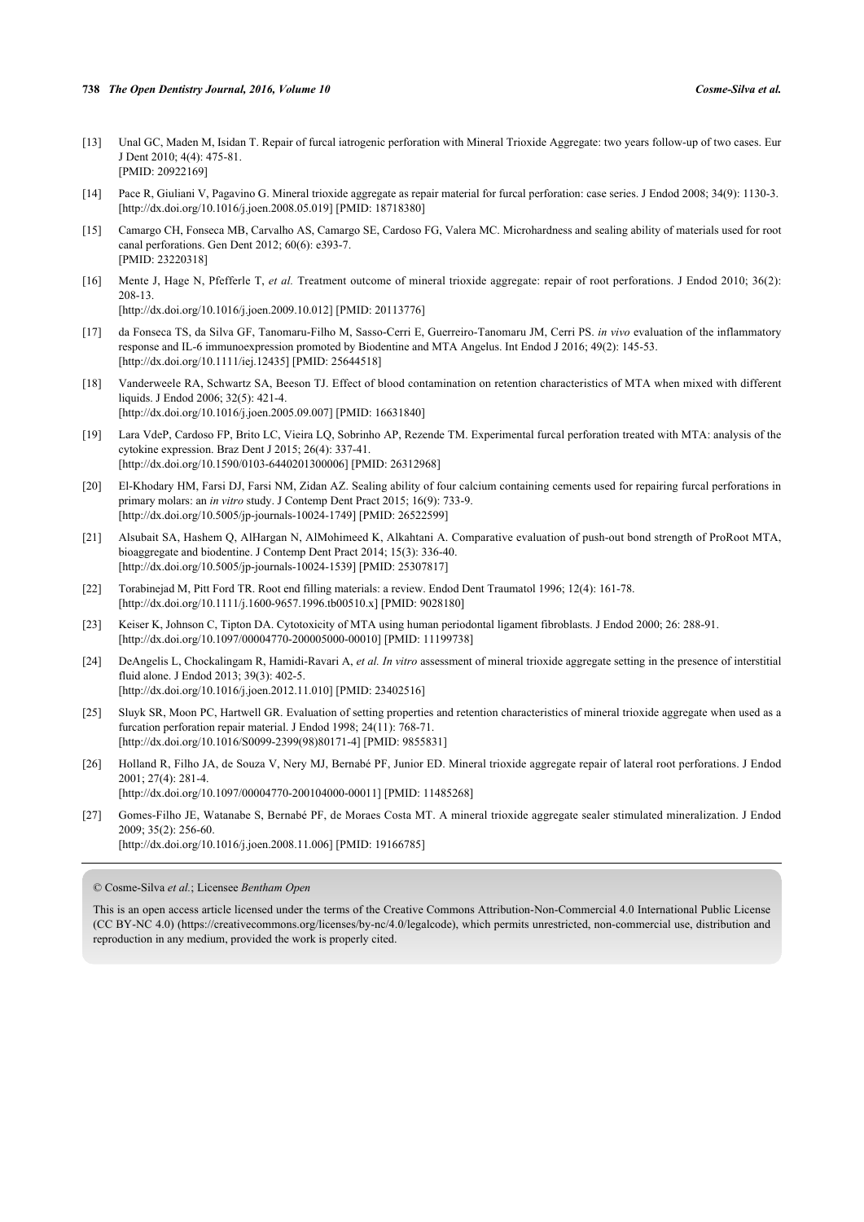[13] Unal GC, Maden M, Isidan T. Repair of furcal iatrogenic perforation with Mineral Trioxide Aggregate: two years follow-up of two cases. Eur J Dent 2010; 4(4): 475-81.
[PMID: 20922169]

[14] Pace R, Giuliani V, Pagavino G. Mineral trioxide aggregate as repair material for furcal perforation: case series. J Endod 2008; 34(9): 1130-3.
[http://dx.doi.org/10.1016/j.joen.2008.05.019] [PMID: 18718380]

[15] Camargo CH, Fonseca MB, Carvalho AS, Camargo SE, Cardoso FG, Valera MC. Microhardness and sealing ability of materials used for root canal perforations. Gen Dent 2012; 60(6): e393-7.
[PMID: 23220318]

[16] Mente J, Hage N, Pfefferle T, *et al.* Treatment outcome of mineral trioxide aggregate: repair of root perforations. J Endod 2010; 36(2): 208-13.
[http://dx.doi.org/10.1016/j.joen.2009.10.012] [PMID: 20113776]

[17] da Fonseca TS, da Silva GF, Tanomaru-Filho M, Sasso-Cerri E, Guerreiro-Tanomaru JM, Cerri PS. *in vivo* evaluation of the inflammatory response and IL-6 immunoexpression promoted by Biodentine and MTA Angelus. Int Endod J 2016; 49(2): 145-53.
[http://dx.doi.org/10.1111/iej.12435] [PMID: 25644518]

[18] Vanderweele RA, Schwartz SA, Beeson TJ. Effect of blood contamination on retention characteristics of MTA when mixed with different liquids. J Endod 2006; 32(5): 421-4.
[http://dx.doi.org/10.1016/j.joen.2005.09.007] [PMID: 16631840]

[19] Lara VdeP, Cardoso FP, Brito LC, Vieira LQ, Sobrinho AP, Rezende TM. Experimental furcal perforation treated with MTA: analysis of the cytokine expression. Braz Dent J 2015; 26(4): 337-41.
[http://dx.doi.org/10.1590/0103-6440201300006] [PMID: 26312968]

[20] El-Khodary HM, Farsi DJ, Farsi NM, Zidan AZ. Sealing ability of four calcium containing cements used for repairing furcal perforations in primary molars: an *in vitro* study. J Contemp Dent Pract 2015; 16(9): 733-9.
[http://dx.doi.org/10.5005/jp-journals-10024-1749] [PMID: 26522599]

[21] Alsubait SA, Hashem Q, AlHargan N, AlMohimeed K, Alkahtani A. Comparative evaluation of push-out bond strength of ProRoot MTA, bioaggregate and biodentine. J Contemp Dent Pract 2014; 15(3): 336-40.
[http://dx.doi.org/10.5005/jp-journals-10024-1539] [PMID: 25307817]

[22] Torabinejad M, Pitt Ford TR. Root end filling materials: a review. Endod Dent Traumatol 1996; 12(4): 161-78.
[http://dx.doi.org/10.1111/j.1600-9657.1996.tb00510.x] [PMID: 9028180]

[23] Keiser K, Johnson C, Tipton DA. Cytotoxicity of MTA using human periodontal ligament fibroblasts. J Endod 2000; 26: 288-91.
[http://dx.doi.org/10.1097/00004770-200005000-00010] [PMID: 11199738]

[24] DeAngelis L, Chockalingam R, Hamidi-Ravari A, *et al. In vitro* assessment of mineral trioxide aggregate setting in the presence of interstitial fluid alone. J Endod 2013; 39(3): 402-5.
[http://dx.doi.org/10.1016/j.joen.2012.11.010] [PMID: 23402516]

[25] Sluyk SR, Moon PC, Hartwell GR. Evaluation of setting properties and retention characteristics of mineral trioxide aggregate when used as a furcation perforation repair material. J Endod 1998; 24(11): 768-71.
[http://dx.doi.org/10.1016/S0099-2399(98)80171-4] [PMID: 9855831]

[26] Holland R, Filho JA, de Souza V, Nery MJ, Bernabé PF, Junior ED. Mineral trioxide aggregate repair of lateral root perforations. J Endod 2001; 27(4): 281-4.
[http://dx.doi.org/10.1097/00004770-200104000-00011] [PMID: 11485268]

[27] Gomes-Filho JE, Watanabe S, Bernabé PF, de Moraes Costa MT. A mineral trioxide aggregate sealer stimulated mineralization. J Endod 2009; 35(2): 256-60.
[http://dx.doi.org/10.1016/j.joen.2008.11.006] [PMID: 19166785]

© Cosme-Silva *et al.*; Licensee *Bentham Open*

This is an open access article licensed under the terms of the Creative Commons Attribution-Non-Commercial 4.0 International Public License (CC BY-NC 4.0) (https://creativecommons.org/licenses/by-nc/4.0/legalcode), which permits unrestricted, non-commercial use, distribution and reproduction in any medium, provided the work is properly cited.